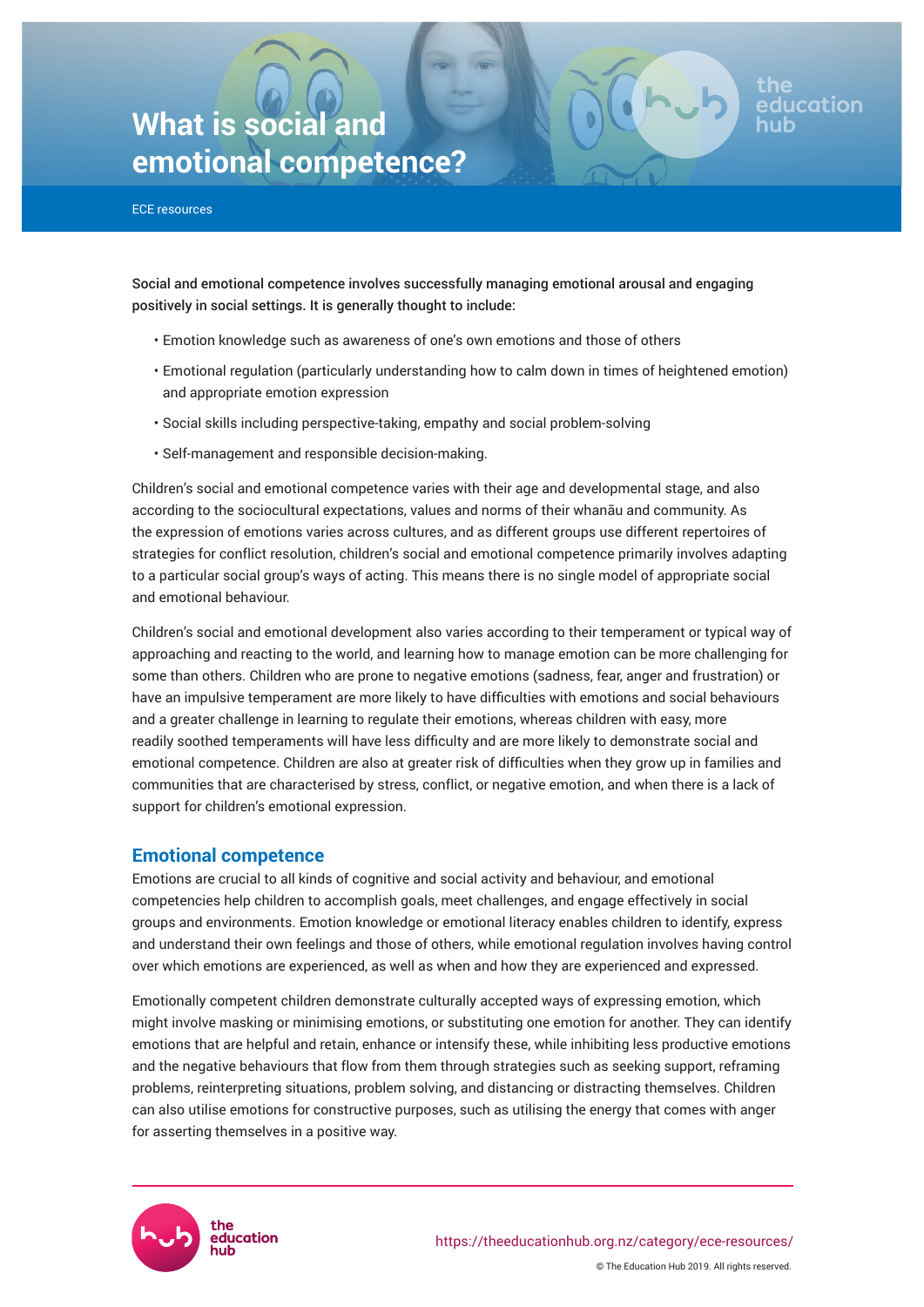# What is social and emotional competence?

ECE resources

Social and emotional competence involves successfully managing emotional arousal and engaging positively in social settings. It is generally thought to include:

- Emotion knowledge such as awareness of one's own emotions and those of others
- Emotional regulation (particularly understanding how to calm down in times of heightened emotion) and appropriate emotion expression
- Social skills including perspective-taking, empathy and social problem-solving
- Self-management and responsible decision-making.

Children's social and emotional competence varies with their age and developmental stage, and also according to the sociocultural expectations, values and norms of their whānau and community. As the expression of emotions varies across cultures, and as different groups use different repertoires of strategies for conflict resolution, children's social and emotional competence primarily involves adapting to a particular social group's ways of acting. This means there is no single model of appropriate social and emotional behaviour.

Children's social and emotional development also varies according to their temperament or typical way of approaching and reacting to the world, and learning how to manage emotion can be more challenging for some than others. Children who are prone to negative emotions (sadness, fear, anger and frustration) or have an impulsive temperament are more likely to have difficulties with emotions and social behaviours and a greater challenge in learning to regulate their emotions, whereas children with easy, more readily soothed temperaments will have less difficulty and are more likely to demonstrate social and emotional competence. Children are also at greater risk of difficulties when they grow up in families and communities that are characterised by stress, conflict, or negative emotion, and when there is a lack of support for children's emotional expression.

## Emotional competence

Emotions are crucial to all kinds of cognitive and social activity and behaviour, and emotional competencies help children to accomplish goals, meet challenges, and engage effectively in social groups and environments. Emotion knowledge or emotional literacy enables children to identify, express and understand their own feelings and those of others, while emotional regulation involves having control over which emotions are experienced, as well as when and how they are experienced and expressed.

Emotionally competent children demonstrate culturally accepted ways of expressing emotion, which might involve masking or minimising emotions, or substituting one emotion for another. They can identify emotions that are helpful and retain, enhance or intensify these, while inhibiting less productive emotions and the negative behaviours that flow from them through strategies such as seeking support, reframing problems, reinterpreting situations, problem solving, and distancing or distracting themselves. Children can also utilise emotions for constructive purposes, such as utilising the energy that comes with anger for asserting themselves in a positive way.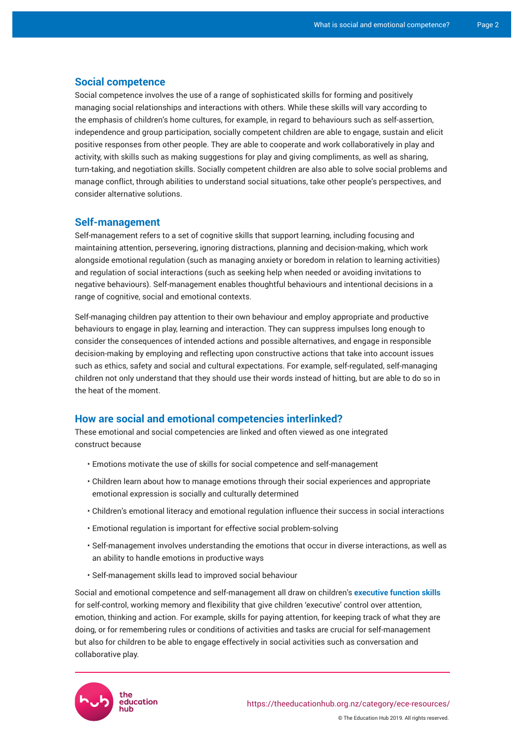## Social competence

Social competence involves the use of a range of sophisticated skills for forming and positively managing social relationships and interactions with others. While these skills will vary according to the emphasis of children's home cultures, for example, in regard to behaviours such as self-assertion, independence and group participation, socially competent children are able to engage, sustain and elicit positive responses from other people. They are able to cooperate and work collaboratively in play and activity, with skills such as making suggestions for play and giving compliments, as well as sharing, turn-taking, and negotiation skills. Socially competent children are also able to solve social problems and manage conflict, through abilities to understand social situations, take other people's perspectives, and consider alternative solutions.

## Self-management

Self-management refers to a set of cognitive skills that support learning, including focusing and maintaining attention, persevering, ignoring distractions, planning and decision-making, which work alongside emotional regulation (such as managing anxiety or boredom in relation to learning activities) and regulation of social interactions (such as seeking help when needed or avoiding invitations to negative behaviours). Self-management enables thoughtful behaviours and intentional decisions in a range of cognitive, social and emotional contexts.

Self-managing children pay attention to their own behaviour and employ appropriate and productive behaviours to engage in play, learning and interaction. They can suppress impulses long enough to consider the consequences of intended actions and possible alternatives, and engage in responsible decision-making by employing and reflecting upon constructive actions that take into account issues such as ethics, safety and social and cultural expectations. For example, self-regulated, self-managing children not only understand that they should use their words instead of hitting, but are able to do so in the heat of the moment.

## How are social and emotional competencies interlinked?

These emotional and social competencies are linked and often viewed as one integrated construct because

- Emotions motivate the use of skills for social competence and self-management
- Children learn about how to manage emotions through their social experiences and appropriate emotional expression is socially and culturally determined
- Children's emotional literacy and emotional regulation influence their success in social interactions
- Emotional regulation is important for effective social problem-solving
- Self-management involves understanding the emotions that occur in diverse interactions, as well as an ability to handle emotions in productive ways
- Self-management skills lead to improved social behaviour

Social and emotional competence and self-management all draw on children's **executive function skills** for self-control, working memory and flexibility that give children 'executive' control over attention, emotion, thinking and action. For example, skills for paying attention, for keeping track of what they are doing, or for remembering rules or conditions of activities and tasks are crucial for self-management but also for children to be able to engage effectively in social activities such as conversation and collaborative play.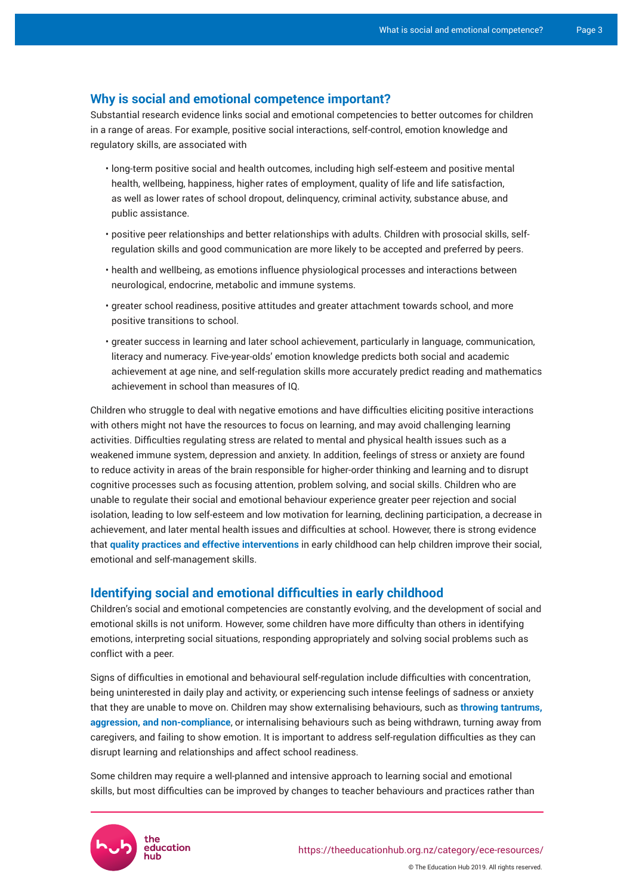## Why is social and emotional competence important?

Substantial research evidence links social and emotional competencies to better outcomes for children in a range of areas. For example, positive social interactions, self-control, emotion knowledge and regulatory skills, are associated with

- long-term positive social and health outcomes, including high self-esteem and positive mental health, wellbeing, happiness, higher rates of employment, quality of life and life satisfaction, as well as lower rates of school dropout, delinquency, criminal activity, substance abuse, and public assistance.
- positive peer relationships and better relationships with adults. Children with prosocial skills, self-regulation skills and good communication are more likely to be accepted and preferred by peers.
- health and wellbeing, as emotions influence physiological processes and interactions between neurological, endocrine, metabolic and immune systems.
- greater school readiness, positive attitudes and greater attachment towards school, and more positive transitions to school.
- greater success in learning and later school achievement, particularly in language, communication, literacy and numeracy. Five-year-olds' emotion knowledge predicts both social and academic achievement at age nine, and self-regulation skills more accurately predict reading and mathematics achievement in school than measures of IQ.

Children who struggle to deal with negative emotions and have difficulties eliciting positive interactions with others might not have the resources to focus on learning, and may avoid challenging learning activities. Difficulties regulating stress are related to mental and physical health issues such as a weakened immune system, depression and anxiety. In addition, feelings of stress or anxiety are found to reduce activity in areas of the brain responsible for higher-order thinking and learning and to disrupt cognitive processes such as focusing attention, problem solving, and social skills. Children who are unable to regulate their social and emotional behaviour experience greater peer rejection and social isolation, leading to low self-esteem and low motivation for learning, declining participation, a decrease in achievement, and later mental health issues and difficulties at school. However, there is strong evidence that **quality practices and effective interventions** in early childhood can help children improve their social, emotional and self-management skills.

## Identifying social and emotional difficulties in early childhood

Children's social and emotional competencies are constantly evolving, and the development of social and emotional skills is not uniform. However, some children have more difficulty than others in identifying emotions, interpreting social situations, responding appropriately and solving social problems such as conflict with a peer.

Signs of difficulties in emotional and behavioural self-regulation include difficulties with concentration, being uninterested in daily play and activity, or experiencing such intense feelings of sadness or anxiety that they are unable to move on. Children may show externalising behaviours, such as **throwing tantrums, aggression, and non-compliance**, or internalising behaviours such as being withdrawn, turning away from caregivers, and failing to show emotion. It is important to address self-regulation difficulties as they can disrupt learning and relationships and affect school readiness.

Some children may require a well-planned and intensive approach to learning social and emotional skills, but most difficulties can be improved by changes to teacher behaviours and practices rather than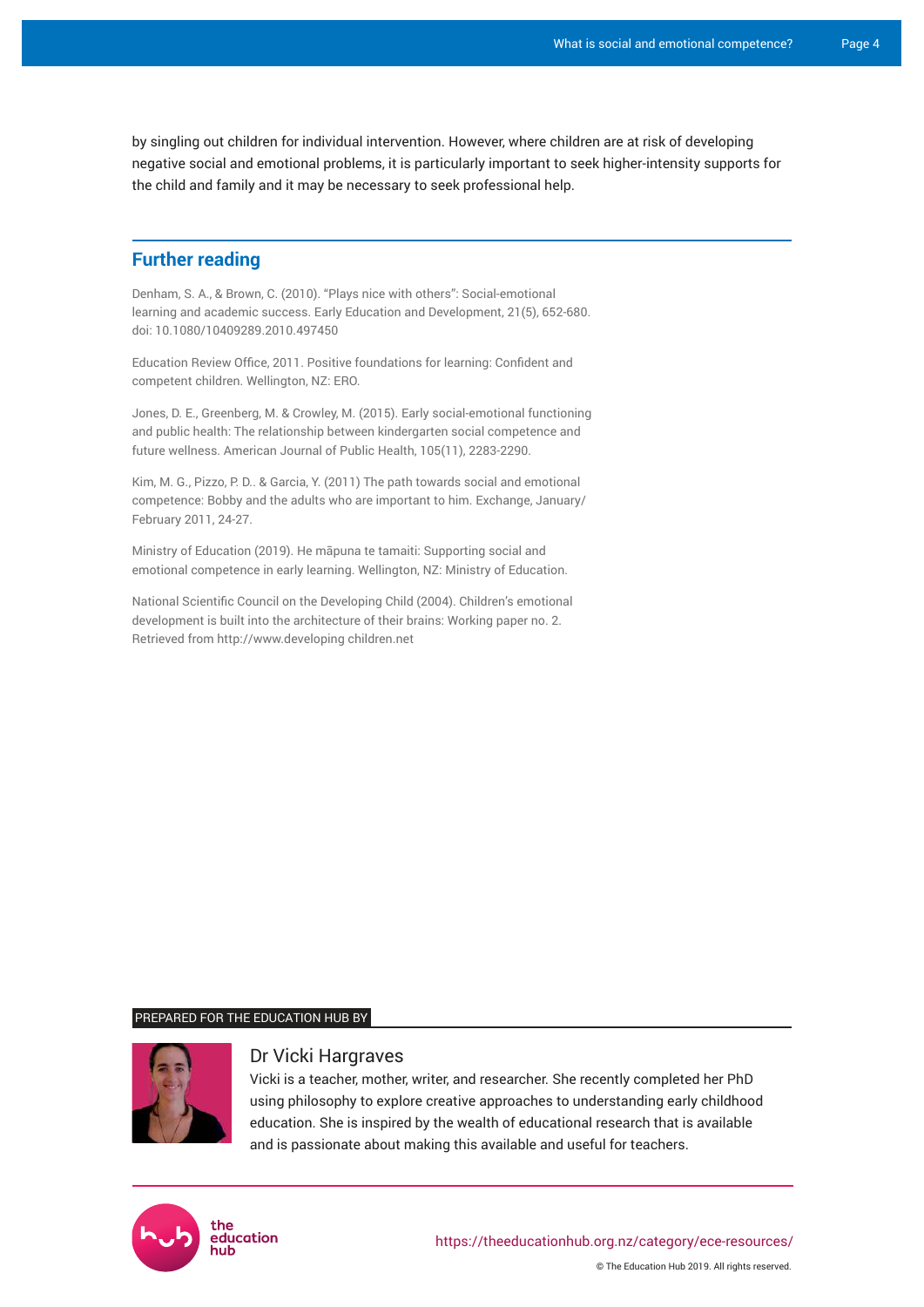by singling out children for individual intervention. However, where children are at risk of developing negative social and emotional problems, it is particularly important to seek higher-intensity supports for the child and family and it may be necessary to seek professional help.

## Further reading

Denham, S. A., & Brown, C. (2010). "Plays nice with others": Social-emotional learning and academic success. Early Education and Development, 21(5), 652-680. doi: 10.1080/10409289.2010.497450

Education Review Office, 2011. Positive foundations for learning: Confident and competent children. Wellington, NZ: ERO.

Jones, D. E., Greenberg, M. & Crowley, M. (2015). Early social-emotional functioning and public health: The relationship between kindergarten social competence and future wellness. American Journal of Public Health, 105(11), 2283-2290.

Kim, M. G., Pizzo, P. D.. & Garcia, Y. (2011) The path towards social and emotional competence: Bobby and the adults who are important to him. Exchange, January/ February 2011, 24-27.

Ministry of Education (2019). He māpuna te tamaiti: Supporting social and emotional competence in early learning. Wellington, NZ: Ministry of Education.

National Scientific Council on the Developing Child (2004). Children's emotional development is built into the architecture of their brains: Working paper no. 2. Retrieved from http://www.developing children.net

PREPARED FOR THE EDUCATION HUB BY

### Dr Vicki Hargraves

Vicki is a teacher, mother, writer, and researcher. She recently completed her PhD using philosophy to explore creative approaches to understanding early childhood education. She is inspired by the wealth of educational research that is available and is passionate about making this available and useful for teachers.

the education hub

https://theeducationhub.org.nz/category/ece-resources/

© The Education Hub 2019. All rights reserved.